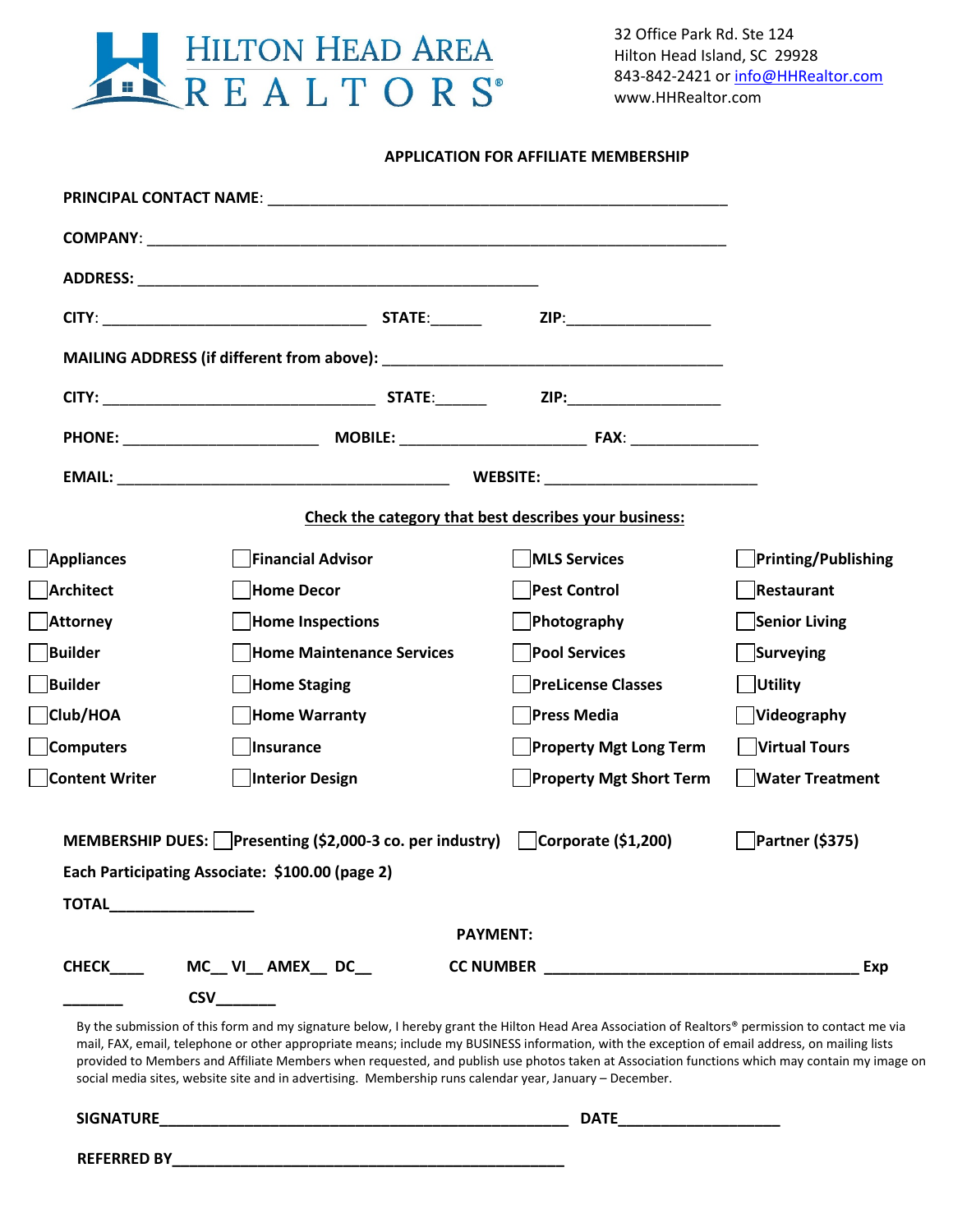HILTON HEAD AREA REALTORS®

32 Office Park Rd. Ste 124
Hilton Head Island, SC 29928
843-842-2421 or info@HHRealtor.com
www.HHRealtor.com

## APPLICATION FOR AFFILIATE MEMBERSHIP

**PRINCIPAL CONTACT NAME**: ______________________________________________________

**COMPANY**: ______________________________________________________________________

**ADDRESS:** _______________________________________________

**CITY**: _______________________________ **STATE**:______ **ZIP**:_________________

**MAILING ADDRESS (if different from above):** _________________________________________

**CITY:** ________________________________ **STATE**:______ **ZIP**:__________________

**PHONE:** _______________________ **MOBILE:** ______________________ **FAX**: _______________

**EMAIL:** _______________________________________ **WEBSITE:** _________________________

**Check the category that best describes your business:**

| | | | |
|---|---|---|---|
| ☐ Appliances | ☐ Financial Advisor | ☐ MLS Services | ☐ Printing/Publishing |
| ☐ Architect | ☐ Home Decor | ☐ Pest Control | ☐ Restaurant |
| ☐ Attorney | ☐ Home Inspections | ☐ Photography | ☐ Senior Living |
| ☐ Builder | ☐ Home Maintenance Services | ☐ Pool Services | ☐ Surveying |
| ☐ Builder | ☐ Home Staging | ☐ PreLicense Classes | ☐ Utility |
| ☐ Club/HOA | ☐ Home Warranty | ☐ Press Media | ☐ Videography |
| ☐ Computers | ☐ Insurance | ☐ Property Mgt Long Term | ☐ Virtual Tours |
| ☐ Content Writer | ☐ Interior Design | ☐ Property Mgt Short Term | ☐ Water Treatment |

**MEMBERSHIP DUES:** ☐ **Presenting ($2,000-3 co. per industry)** ☐ **Corporate ($1,200)** ☐ **Partner ($375)**

**Each Participating Associate: $100.00 (page 2)**

**TOTAL**_________________

**PAYMENT:**

**CHECK**____ **MC**__ **VI**__ **AMEX**__ **DC**__ **CC NUMBER** ____________________________________ **Exp** _______ **CSV**_______

By the submission of this form and my signature below, I hereby grant the Hilton Head Area Association of Realtors® permission to contact me via mail, FAX, email, telephone or other appropriate means; include my BUSINESS information, with the exception of email address, on mailing lists provided to Members and Affiliate Members when requested, and publish use photos taken at Association functions which may contain my image on social media sites, website site and in advertising. Membership runs calendar year, January – December.

**SIGNATURE**_______________________________________________ **DATE**___________________

**REFERRED BY**_____________________________________________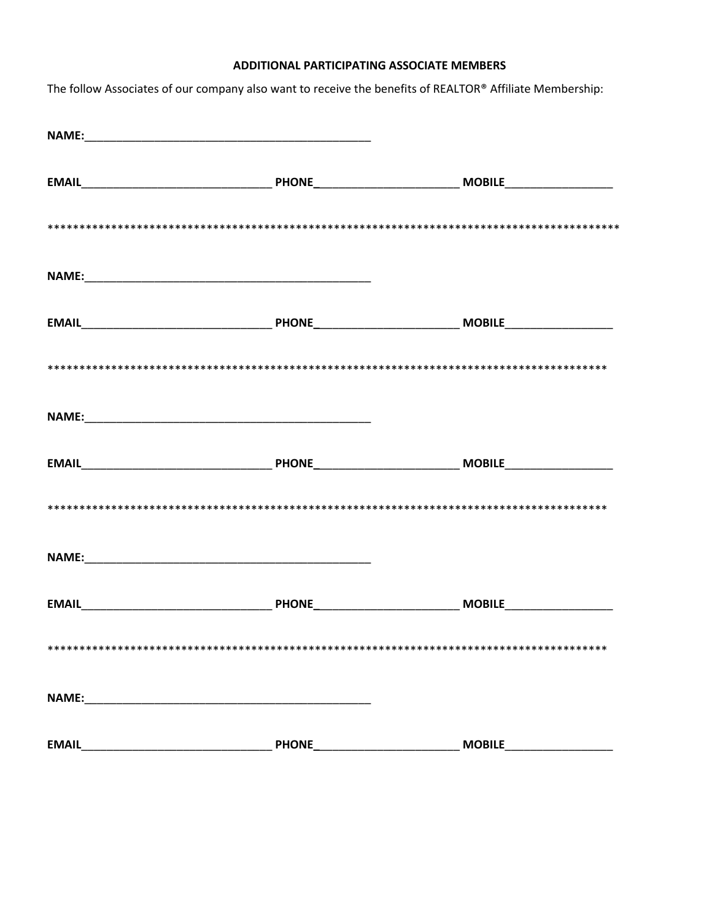**ADDITIONAL PARTICIPATING ASSOCIATE MEMBERS**

The follow Associates of our company also want to receive the benefits of REALTOR® Affiliate Membership:

**NAME:**_____________________________________________

**EMAIL**_____________________________ **PHONE**_____________________ **MOBILE**________________

*****************************************************************************************

**NAME:**_____________________________________________

**EMAIL**_____________________________ **PHONE**_____________________ **MOBILE**________________

*****************************************************************************************

**NAME:**_____________________________________________

**EMAIL**_____________________________ **PHONE**_____________________ **MOBILE**________________

*****************************************************************************************

**NAME:**_____________________________________________

**EMAIL**_____________________________ **PHONE**_____________________ **MOBILE**________________

*****************************************************************************************

**NAME:**_____________________________________________

**EMAIL**_____________________________ **PHONE**_____________________ **MOBILE**________________